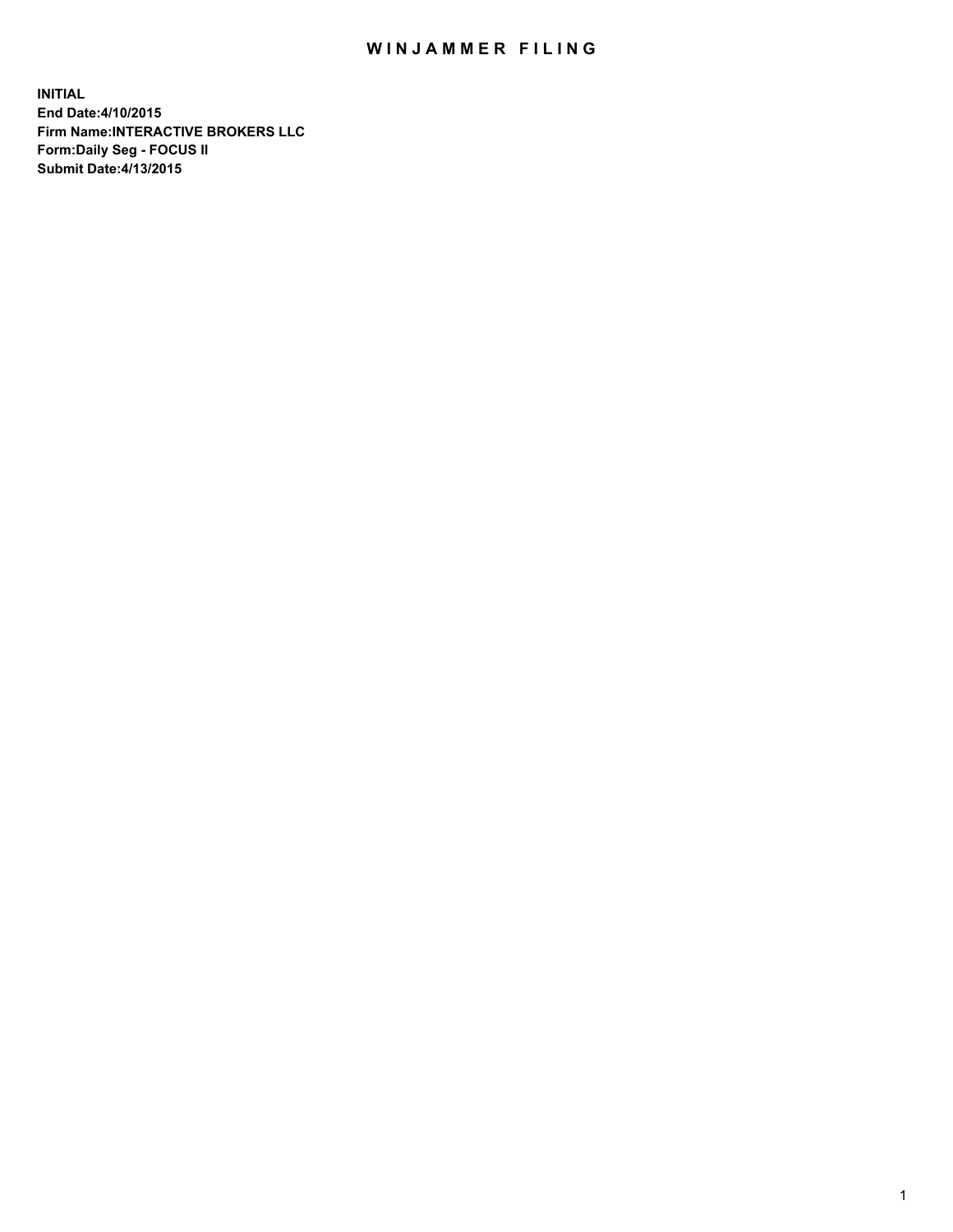# WINJAMMER FILING

**INITIAL**
**End Date:4/10/2015**
**Firm Name:INTERACTIVE BROKERS LLC**
**Form:Daily Seg - FOCUS II**
**Submit Date:4/13/2015**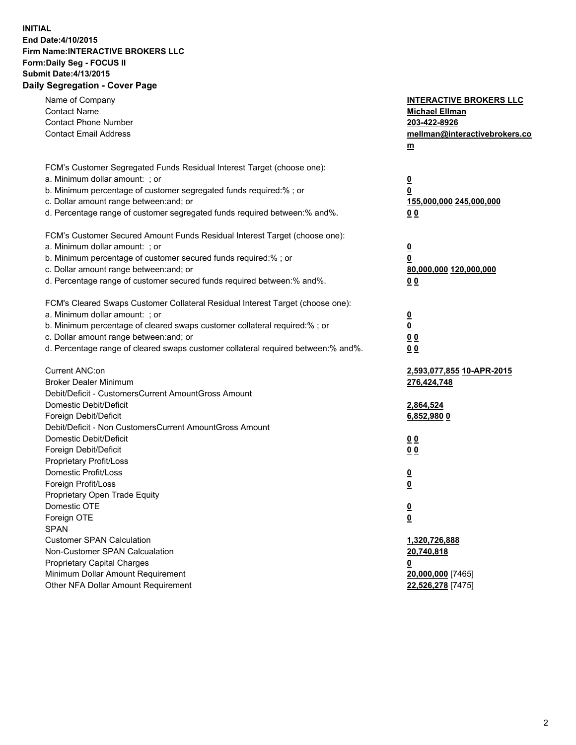**INITIAL**
**End Date:4/10/2015**
**Firm Name:INTERACTIVE BROKERS LLC**
**Form:Daily Seg - FOCUS II**
**Submit Date:4/13/2015**
**Daily Segregation - Cover Page**

| | |
|---|---|
| Name of Company | **INTERACTIVE BROKERS LLC** |
| Contact Name | **Michael Ellman** |
| Contact Phone Number | **203-422-8926** |
| Contact Email Address | **mellman@interactivebrokers.com** |
| FCM's Customer Segregated Funds Residual Interest Target (choose one): | |
| a. Minimum dollar amount: ; or | **0** |
| b. Minimum percentage of customer segregated funds required:% ; or | **0** |
| c. Dollar amount range between:and; or | **155,000,000** **245,000,000** |
| d. Percentage range of customer segregated funds required between:% and%. | **0** **0** |
| FCM's Customer Secured Amount Funds Residual Interest Target (choose one): | |
| a. Minimum dollar amount: ; or | **0** |
| b. Minimum percentage of customer secured funds required:% ; or | **0** |
| c. Dollar amount range between:and; or | **80,000,000** **120,000,000** |
| d. Percentage range of customer secured funds required between:% and%. | **0** **0** |
| FCM's Cleared Swaps Customer Collateral Residual Interest Target (choose one): | |
| a. Minimum dollar amount: ; or | **0** |
| b. Minimum percentage of cleared swaps customer collateral required:% ; or | **0** |
| c. Dollar amount range between:and; or | **0** **0** |
| d. Percentage range of cleared swaps customer collateral required between:% and%. | **0** **0** |
| Current ANC:on | **2,593,077,855** **10-APR-2015** |
| Broker Dealer Minimum | **276,424,748** |
| Debit/Deficit - CustomersCurrent AmountGross Amount | |
| Domestic Debit/Deficit | **2,864,524** |
| Foreign Debit/Deficit | **6,852,980** **0** |
| Debit/Deficit - Non CustomersCurrent AmountGross Amount | |
| Domestic Debit/Deficit | **0** **0** |
| Foreign Debit/Deficit | **0** **0** |
| Proprietary Profit/Loss | |
| Domestic Profit/Loss | **0** |
| Foreign Profit/Loss | **0** |
| Proprietary Open Trade Equity | |
| Domestic OTE | **0** |
| Foreign OTE | **0** |
| SPAN | |
| Customer SPAN Calculation | **1,320,726,888** |
| Non-Customer SPAN Calcualation | **20,740,818** |
| Proprietary Capital Charges | **0** |
| Minimum Dollar Amount Requirement | **20,000,000** [7465] |
| Other NFA Dollar Amount Requirement | **22,526,278** [7475] |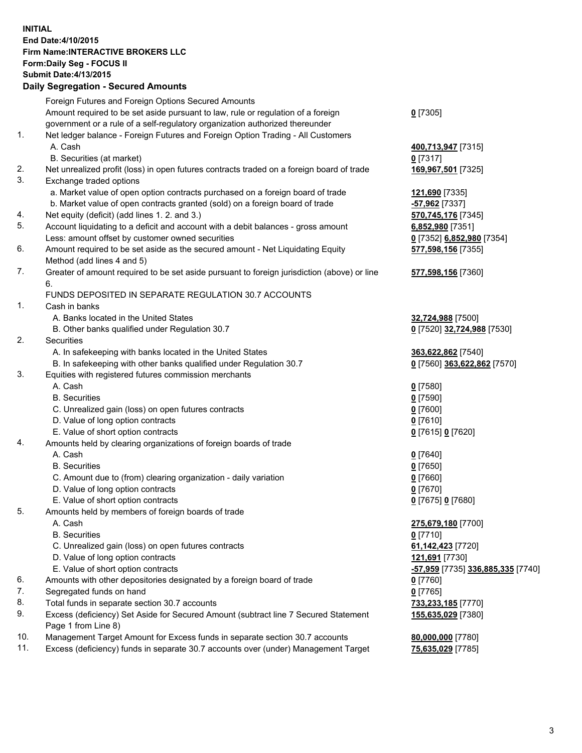**INITIAL**
**End Date:4/10/2015**
**Firm Name:INTERACTIVE BROKERS LLC**
**Form:Daily Seg - FOCUS II**
**Submit Date:4/13/2015**

## Daily Segregation - Secured Amounts

| | | |
|---|---|---|
| | Foreign Futures and Foreign Options Secured Amounts | |
| | Amount required to be set aside pursuant to law, rule or regulation of a foreign government or a rule of a self-regulatory organization authorized thereunder | **0** [7305] |
| 1. | Net ledger balance - Foreign Futures and Foreign Option Trading - All Customers | |
| | A. Cash | **400,713,947** [7315] |
| | B. Securities (at market) | **0** [7317] |
| 2. | Net unrealized profit (loss) in open futures contracts traded on a foreign board of trade | **169,967,501** [7325] |
| 3. | Exchange traded options | |
| | a. Market value of open option contracts purchased on a foreign board of trade | **121,690** [7335] |
| | b. Market value of open contracts granted (sold) on a foreign board of trade | **-57,962** [7337] |
| 4. | Net equity (deficit) (add lines 1. 2. and 3.) | **570,745,176** [7345] |
| 5. | Account liquidating to a deficit and account with a debit balances - gross amount | **6,852,980** [7351] |
| | Less: amount offset by customer owned securities | **0** [7352] **6,852,980** [7354] |
| 6. | Amount required to be set aside as the secured amount - Net Liquidating Equity Method (add lines 4 and 5) | **577,598,156** [7355] |
| 7. | Greater of amount required to be set aside pursuant to foreign jurisdiction (above) or line 6. | **577,598,156** [7360] |
| | FUNDS DEPOSITED IN SEPARATE REGULATION 30.7 ACCOUNTS | |
| 1. | Cash in banks | |
| | A. Banks located in the United States | **32,724,988** [7500] |
| | B. Other banks qualified under Regulation 30.7 | **0** [7520] **32,724,988** [7530] |
| 2. | Securities | |
| | A. In safekeeping with banks located in the United States | **363,622,862** [7540] |
| | B. In safekeeping with other banks qualified under Regulation 30.7 | **0** [7560] **363,622,862** [7570] |
| 3. | Equities with registered futures commission merchants | |
| | A. Cash | **0** [7580] |
| | B. Securities | **0** [7590] |
| | C. Unrealized gain (loss) on open futures contracts | **0** [7600] |
| | D. Value of long option contracts | **0** [7610] |
| | E. Value of short option contracts | **0** [7615] **0** [7620] |
| 4. | Amounts held by clearing organizations of foreign boards of trade | |
| | A. Cash | **0** [7640] |
| | B. Securities | **0** [7650] |
| | C. Amount due to (from) clearing organization - daily variation | **0** [7660] |
| | D. Value of long option contracts | **0** [7670] |
| | E. Value of short option contracts | **0** [7675] **0** [7680] |
| 5. | Amounts held by members of foreign boards of trade | |
| | A. Cash | **275,679,180** [7700] |
| | B. Securities | **0** [7710] |
| | C. Unrealized gain (loss) on open futures contracts | **61,142,423** [7720] |
| | D. Value of long option contracts | **121,691** [7730] |
| | E. Value of short option contracts | **-57,959** [7735] **336,885,335** [7740] |
| 6. | Amounts with other depositories designated by a foreign board of trade | **0** [7760] |
| 7. | Segregated funds on hand | **0** [7765] |
| 8. | Total funds in separate section 30.7 accounts | **733,233,185** [7770] |
| 9. | Excess (deficiency) Set Aside for Secured Amount (subtract line 7 Secured Statement Page 1 from Line 8) | **155,635,029** [7380] |
| 10. | Management Target Amount for Excess funds in separate section 30.7 accounts | **80,000,000** [7780] |
| 11. | Excess (deficiency) funds in separate 30.7 accounts over (under) Management Target | **75,635,029** [7785] |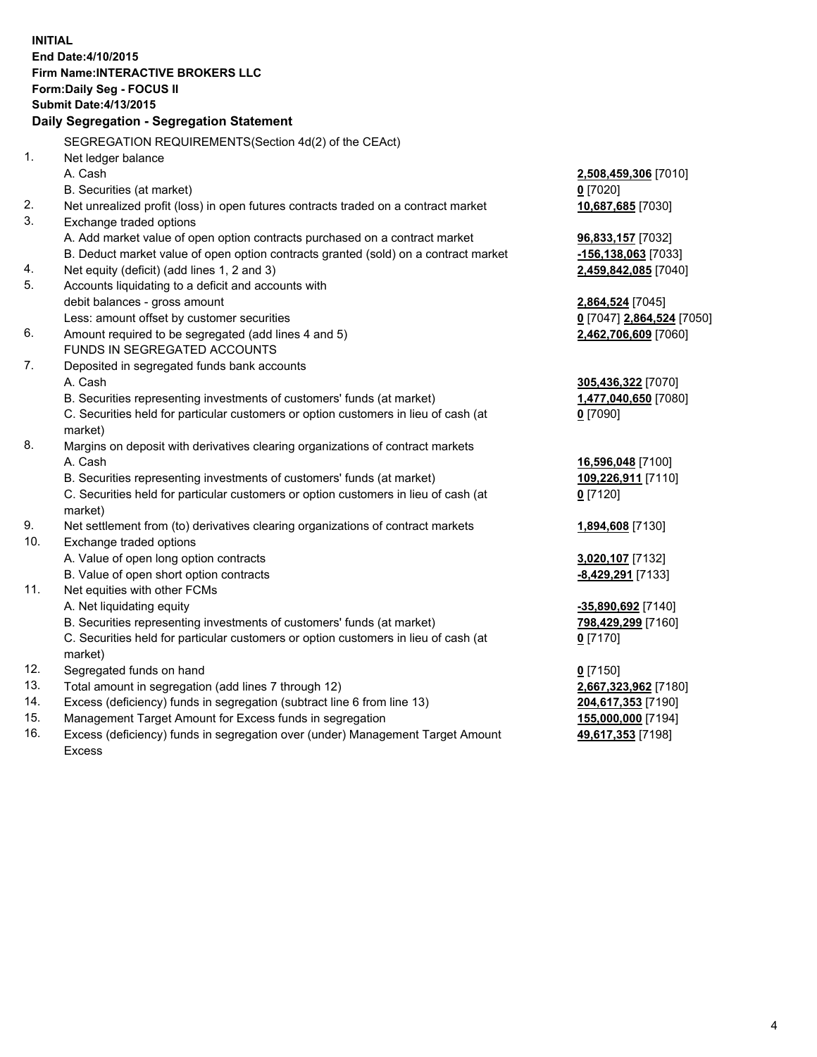**INITIAL**
**End Date:4/10/2015**
**Firm Name:INTERACTIVE BROKERS LLC**
**Form:Daily Seg - FOCUS II**
**Submit Date:4/13/2015**

**Daily Segregation - Segregation Statement**

| | | |
|---|---|---|
| | SEGREGATION REQUIREMENTS(Section 4d(2) of the CEAct) | |
| 1. | Net ledger balance | |
| | A. Cash | **2,508,459,306** [7010] |
| | B. Securities (at market) | **0** [7020] |
| 2. | Net unrealized profit (loss) in open futures contracts traded on a contract market | **10,687,685** [7030] |
| 3. | Exchange traded options | |
| | A. Add market value of open option contracts purchased on a contract market | **96,833,157** [7032] |
| | B. Deduct market value of open option contracts granted (sold) on a contract market | **-156,138,063** [7033] |
| 4. | Net equity (deficit) (add lines 1, 2 and 3) | **2,459,842,085** [7040] |
| 5. | Accounts liquidating to a deficit and accounts with | |
| | debit balances - gross amount | **2,864,524** [7045] |
| | Less: amount offset by customer securities | **0** [7047] **2,864,524** [7050] |
| 6. | Amount required to be segregated (add lines 4 and 5) | **2,462,706,609** [7060] |
| | FUNDS IN SEGREGATED ACCOUNTS | |
| 7. | Deposited in segregated funds bank accounts | |
| | A. Cash | **305,436,322** [7070] |
| | B. Securities representing investments of customers' funds (at market) | **1,477,040,650** [7080] |
| | C. Securities held for particular customers or option customers in lieu of cash (at market) | **0** [7090] |
| 8. | Margins on deposit with derivatives clearing organizations of contract markets | |
| | A. Cash | **16,596,048** [7100] |
| | B. Securities representing investments of customers' funds (at market) | **109,226,911** [7110] |
| | C. Securities held for particular customers or option customers in lieu of cash (at market) | **0** [7120] |
| 9. | Net settlement from (to) derivatives clearing organizations of contract markets | **1,894,608** [7130] |
| 10. | Exchange traded options | |
| | A. Value of open long option contracts | **3,020,107** [7132] |
| | B. Value of open short option contracts | **-8,429,291** [7133] |
| 11. | Net equities with other FCMs | |
| | A. Net liquidating equity | **-35,890,692** [7140] |
| | B. Securities representing investments of customers' funds (at market) | **798,429,299** [7160] |
| | C. Securities held for particular customers or option customers in lieu of cash (at market) | **0** [7170] |
| 12. | Segregated funds on hand | **0** [7150] |
| 13. | Total amount in segregation (add lines 7 through 12) | **2,667,323,962** [7180] |
| 14. | Excess (deficiency) funds in segregation (subtract line 6 from line 13) | **204,617,353** [7190] |
| 15. | Management Target Amount for Excess funds in segregation | **155,000,000** [7194] |
| 16. | Excess (deficiency) funds in segregation over (under) Management Target Amount Excess | **49,617,353** [7198] |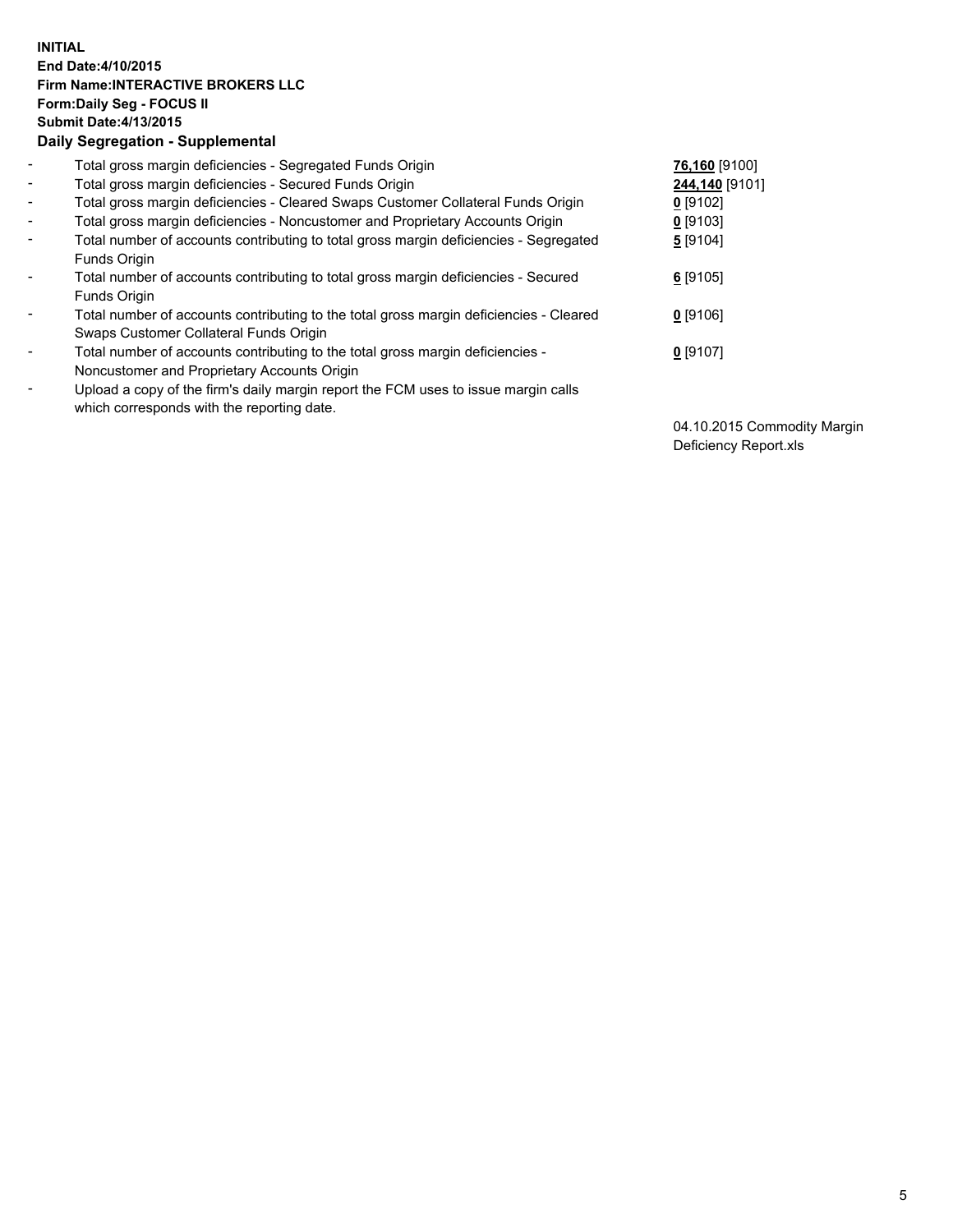**INITIAL**
**End Date:4/10/2015**
**Firm Name:INTERACTIVE BROKERS LLC**
**Form:Daily Seg - FOCUS II**
**Submit Date:4/13/2015**
**Daily Segregation - Supplemental**

| | | |
|---|---|---|
| - | Total gross margin deficiencies - Segregated Funds Origin | **76,160** [9100] |
| - | Total gross margin deficiencies - Secured Funds Origin | **244,140** [9101] |
| - | Total gross margin deficiencies - Cleared Swaps Customer Collateral Funds Origin | **0** [9102] |
| - | Total gross margin deficiencies - Noncustomer and Proprietary Accounts Origin | **0** [9103] |
| - | Total number of accounts contributing to total gross margin deficiencies - Segregated Funds Origin | **5** [9104] |
| - | Total number of accounts contributing to total gross margin deficiencies - Secured Funds Origin | **6** [9105] |
| - | Total number of accounts contributing to the total gross margin deficiencies - Cleared Swaps Customer Collateral Funds Origin | **0** [9106] |
| - | Total number of accounts contributing to the total gross margin deficiencies - Noncustomer and Proprietary Accounts Origin | **0** [9107] |
| - | Upload a copy of the firm's daily margin report the FCM uses to issue margin calls which corresponds with the reporting date. | 04.10.2015 Commodity Margin Deficiency Report.xls |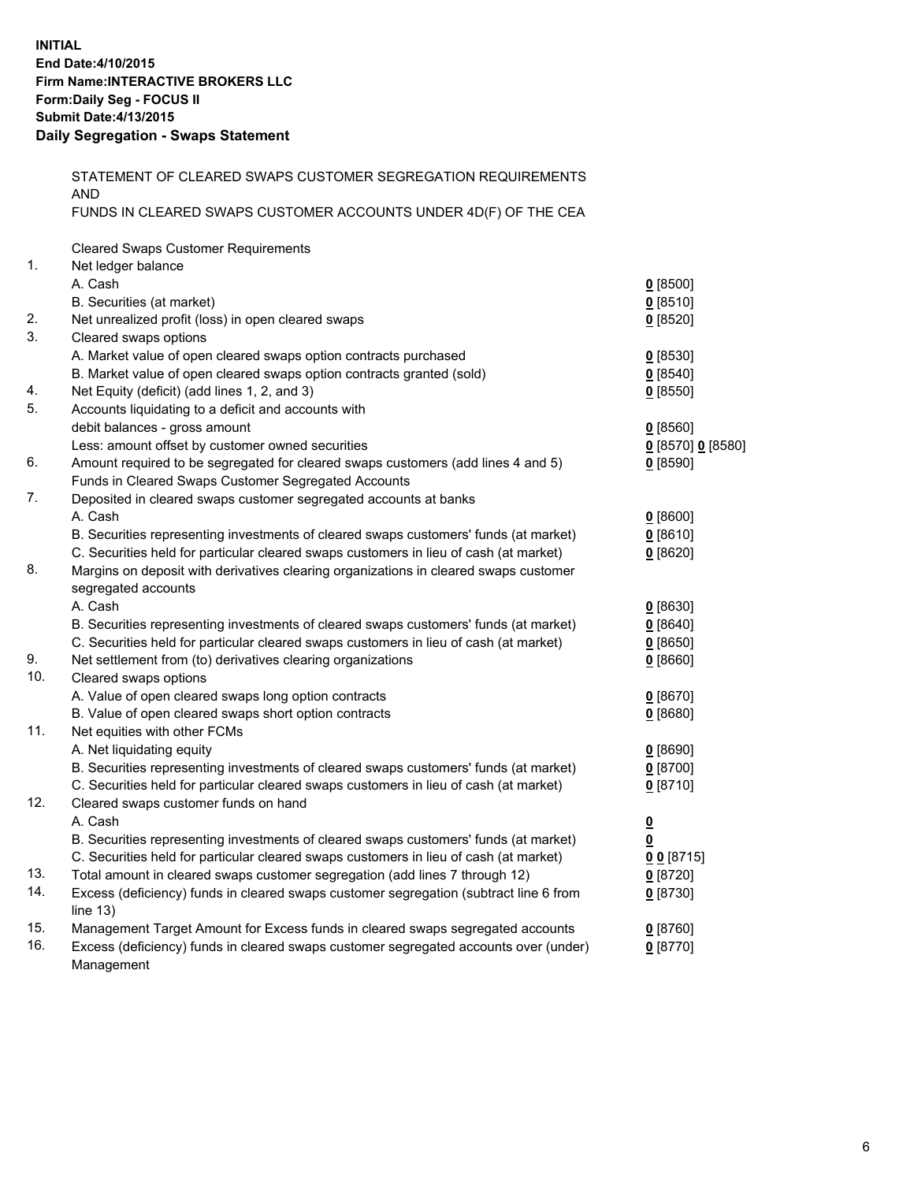**INITIAL**
**End Date:4/10/2015**
**Firm Name:INTERACTIVE BROKERS LLC**
**Form:Daily Seg - FOCUS II**
**Submit Date:4/13/2015**
**Daily Segregation - Swaps Statement**

STATEMENT OF CLEARED SWAPS CUSTOMER SEGREGATION REQUIREMENTS AND FUNDS IN CLEARED SWAPS CUSTOMER ACCOUNTS UNDER 4D(F) OF THE CEA

| | | |
|---|---|---|
| | Cleared Swaps Customer Requirements | |
| 1. | Net ledger balance | |
| | A. Cash | 0 [8500] |
| | B. Securities (at market) | 0 [8510] |
| 2. | Net unrealized profit (loss) in open cleared swaps | 0 [8520] |
| 3. | Cleared swaps options | |
| | A. Market value of open cleared swaps option contracts purchased | 0 [8530] |
| | B. Market value of open cleared swaps option contracts granted (sold) | 0 [8540] |
| 4. | Net Equity (deficit) (add lines 1, 2, and 3) | 0 [8550] |
| 5. | Accounts liquidating to a deficit and accounts with debit balances - gross amount | 0 [8560] |
| | Less: amount offset by customer owned securities | 0 [8570] 0 [8580] |
| 6. | Amount required to be segregated for cleared swaps customers (add lines 4 and 5) | 0 [8590] |
| | Funds in Cleared Swaps Customer Segregated Accounts | |
| 7. | Deposited in cleared swaps customer segregated accounts at banks | |
| | A. Cash | 0 [8600] |
| | B. Securities representing investments of cleared swaps customers' funds (at market) | 0 [8610] |
| | C. Securities held for particular cleared swaps customers in lieu of cash (at market) | 0 [8620] |
| 8. | Margins on deposit with derivatives clearing organizations in cleared swaps customer segregated accounts | |
| | A. Cash | 0 [8630] |
| | B. Securities representing investments of cleared swaps customers' funds (at market) | 0 [8640] |
| | C. Securities held for particular cleared swaps customers in lieu of cash (at market) | 0 [8650] |
| 9. | Net settlement from (to) derivatives clearing organizations | 0 [8660] |
| 10. | Cleared swaps options | |
| | A. Value of open cleared swaps long option contracts | 0 [8670] |
| | B. Value of open cleared swaps short option contracts | 0 [8680] |
| 11. | Net equities with other FCMs | |
| | A. Net liquidating equity | 0 [8690] |
| | B. Securities representing investments of cleared swaps customers' funds (at market) | 0 [8700] |
| | C. Securities held for particular cleared swaps customers in lieu of cash (at market) | 0 [8710] |
| 12. | Cleared swaps customer funds on hand | |
| | A. Cash | 0 |
| | B. Securities representing investments of cleared swaps customers' funds (at market) | 0 |
| | C. Securities held for particular cleared swaps customers in lieu of cash (at market) | 0 0 [8715] |
| 13. | Total amount in cleared swaps customer segregation (add lines 7 through 12) | 0 [8720] |
| 14. | Excess (deficiency) funds in cleared swaps customer segregation (subtract line 6 from line 13) | 0 [8730] |
| 15. | Management Target Amount for Excess funds in cleared swaps segregated accounts | 0 [8760] |
| 16. | Excess (deficiency) funds in cleared swaps customer segregated accounts over (under) Management | 0 [8770] |